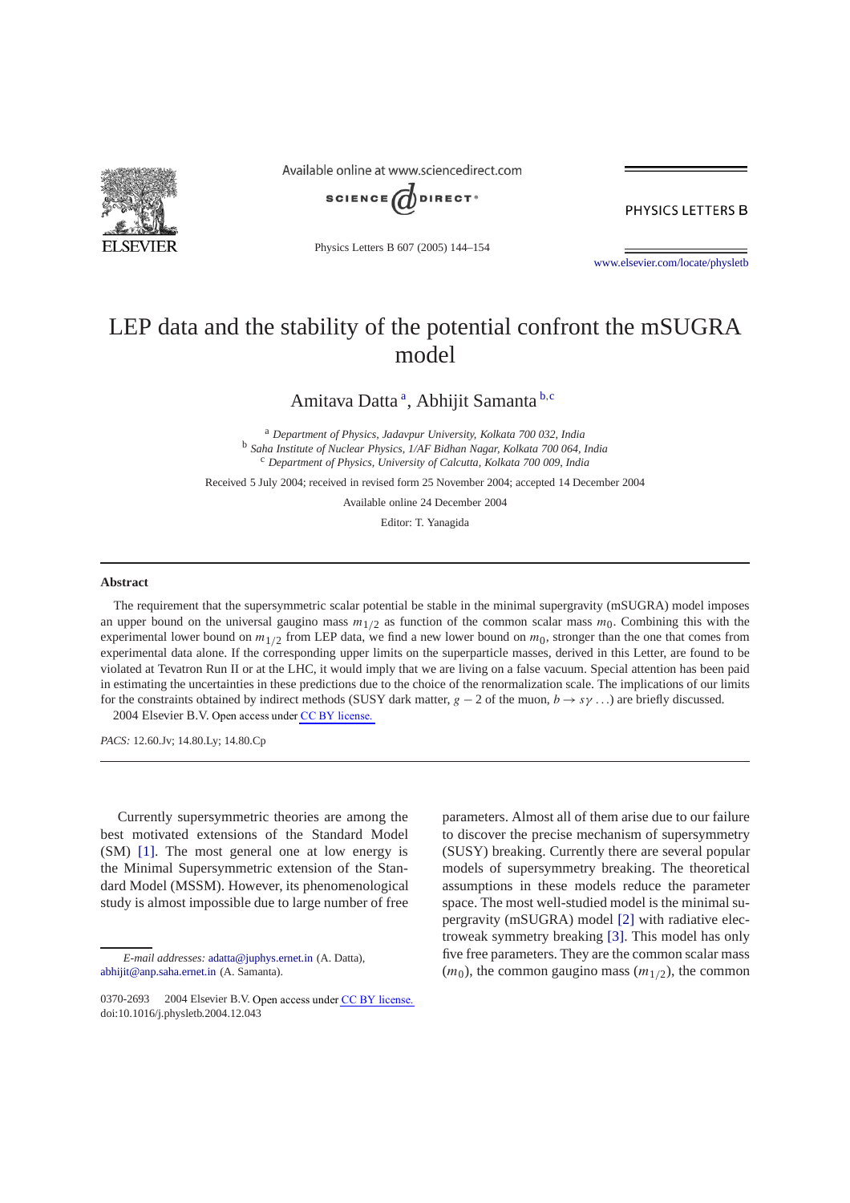# LEP data and the stability of the potential confront the mSUGRA model

Amitava Datta [a], Abhijit Samanta [b,c]

[a] *Department of Physics, Jadavpur University, Kolkata 700 032, India*
[b] *Saha Institute of Nuclear Physics, 1/AF Bidhan Nagar, Kolkata 700 064, India*
[c] *Department of Physics, University of Calcutta, Kolkata 700 009, India*

Received 5 July 2004; received in revised form 25 November 2004; accepted 14 December 2004

Available online 24 December 2004

Editor: T. Yanagida

## Abstract

The requirement that the supersymmetric scalar potential be stable in the minimal supergravity (mSUGRA) model imposes an upper bound on the universal gaugino mass $m_{1/2}$ as function of the common scalar mass $m_0$. Combining this with the experimental lower bound on $m_{1/2}$ from LEP data, we find a new lower bound on $m_0$, stronger than the one that comes from experimental data alone. If the corresponding upper limits on the superparticle masses, derived in this Letter, are found to be violated at Tevatron Run II or at the LHC, it would imply that we are living on a false vacuum. Special attention has been paid in estimating the uncertainties in these predictions due to the choice of the renormalization scale. The implications of our limits for the constraints obtained by indirect methods (SUSY dark matter, $g-2$ of the muon, $b \to s\gamma \ldots$) are briefly discussed.

2004 Elsevier B.V. Open access under CC BY license.

*PACS:* 12.60.Jv; 14.80.Ly; 14.80.Cp

Currently supersymmetric theories are among the best motivated extensions of the Standard Model (SM) [1]. The most general one at low energy is the Minimal Supersymmetric extension of the Standard Model (MSSM). However, its phenomenological study is almost impossible due to large number of free parameters. Almost all of them arise due to our failure to discover the precise mechanism of supersymmetry (SUSY) breaking. Currently there are several popular models of supersymmetry breaking. The theoretical assumptions in these models reduce the parameter space. The most well-studied model is the minimal supergravity (mSUGRA) model [2] with radiative electroweak symmetry breaking [3]. This model has only five free parameters. They are the common scalar mass ($m_0$), the common gaugino mass ($m_{1/2}$), the common

*E-mail addresses:* adatta@juphys.ernet.in (A. Datta), abhijit@anp.saha.ernet.in (A. Samanta).

0370-2693 2004 Elsevier B.V. Open access under CC BY license.
doi:10.1016/j.physletb.2004.12.043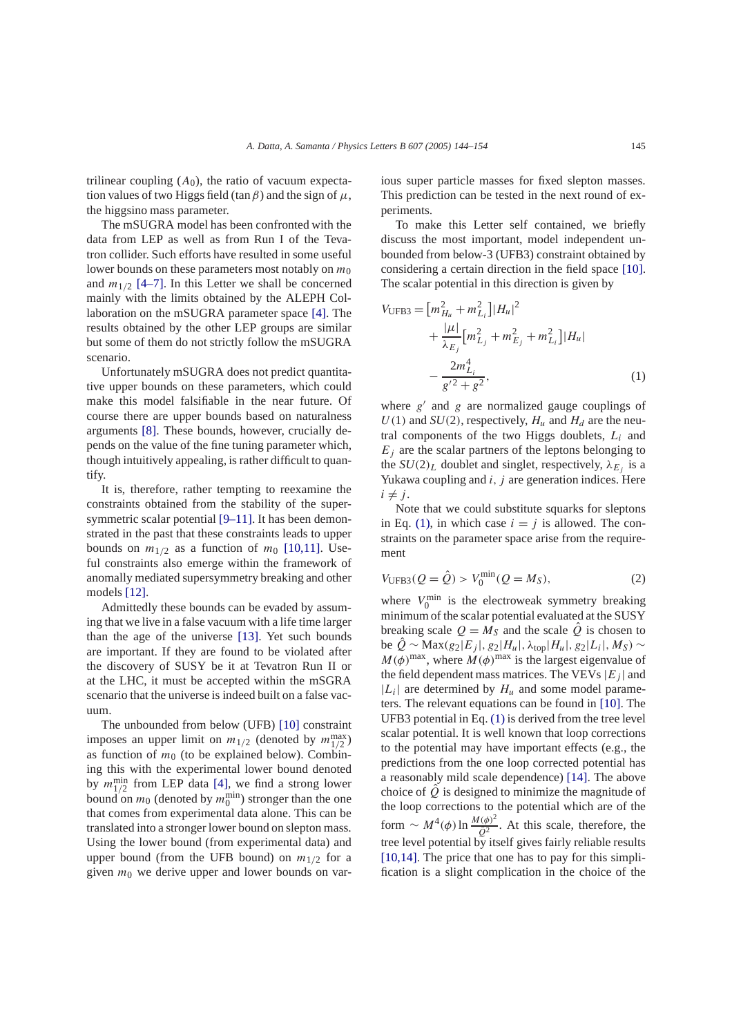trilinear coupling ($A_0$), the ratio of vacuum expectation values of two Higgs field ($\tan\beta$) and the sign of $\mu$, the higgsino mass parameter.

The mSUGRA model has been confronted with the data from LEP as well as from Run I of the Tevatron collider. Such efforts have resulted in some useful lower bounds on these parameters most notably on $m_0$ and $m_{1/2}$ [4–7]. In this Letter we shall be concerned mainly with the limits obtained by the ALEPH Collaboration on the mSUGRA parameter space [4]. The results obtained by the other LEP groups are similar but some of them do not strictly follow the mSUGRA scenario.

Unfortunately mSUGRA does not predict quantitative upper bounds on these parameters, which could make this model falsifiable in the near future. Of course there are upper bounds based on naturalness arguments [8]. These bounds, however, crucially depends on the value of the fine tuning parameter which, though intuitively appealing, is rather difficult to quantify.

It is, therefore, rather tempting to reexamine the constraints obtained from the stability of the supersymmetric scalar potential [9–11]. It has been demonstrated in the past that these constraints leads to upper bounds on $m_{1/2}$ as a function of $m_0$ [10,11]. Useful constraints also emerge within the framework of anomally mediated supersymmetry breaking and other models [12].

Admittedly these bounds can be evaded by assuming that we live in a false vacuum with a life time larger than the age of the universe [13]. Yet such bounds are important. If they are found to be violated after the discovery of SUSY be it at Tevatron Run II or at the LHC, it must be accepted within the mSUGRA scenario that the universe is indeed built on a false vacuum.

The unbounded from below (UFB) [10] constraint imposes an upper limit on $m_{1/2}$ (denoted by $m_{1/2}^{\max}$) as function of $m_0$ (to be explained below). Combining this with the experimental lower bound denoted by $m_{1/2}^{\min}$ from LEP data [4], we find a strong lower bound on $m_0$ (denoted by $m_0^{\min}$) stronger than the one that comes from experimental data alone. This can be translated into a stronger lower bound on slepton mass. Using the lower bound (from experimental data) and upper bound (from the UFB bound) on $m_{1/2}$ for a given $m_0$ we derive upper and lower bounds on various super particle masses for fixed slepton masses. This prediction can be tested in the next round of experiments.

To make this Letter self contained, we briefly discuss the most important, model independent unbounded from below-3 (UFB3) constraint obtained by considering a certain direction in the field space [10]. The scalar potential in this direction is given by

$$V_{\mathrm{UFB3}} = \left[m_{H_u}^2 + m_{L_i}^2\right]|H_u|^2 + \frac{|\mu|}{\lambda_{E_j}}\left[m_{L_j}^2 + m_{E_j}^2 + m_{L_i}^2\right]|H_u| - \frac{2m_{L_i}^4}{g'^2 + g^2}, \tag{1}$$

where $g'$ and $g$ are normalized gauge couplings of $U(1)$ and $SU(2)$, respectively, $H_u$ and $H_d$ are the neutral components of the two Higgs doublets, $L_i$ and $E_j$ are the scalar partners of the leptons belonging to the $SU(2)_L$ doublet and singlet, respectively, $\lambda_{E_j}$ is a Yukawa coupling and $i$, $j$ are generation indices. Here $i \neq j$.

Note that we could substitute squarks for sleptons in Eq. (1), in which case $i = j$ is allowed. The constraints on the parameter space arise from the requirement

$$V_{\mathrm{UFB3}}(Q = \hat{Q}) > V_0^{\min}(Q = M_S), \tag{2}$$

where $V_0^{\min}$ is the electroweak symmetry breaking minimum of the scalar potential evaluated at the SUSY breaking scale $Q = M_S$ and the scale $\hat{Q}$ is chosen to be $\hat{Q} \sim \mathrm{Max}(g_2|E_j|, g_2|H_u|, \lambda_{\mathrm{top}}|H_u|, g_2|L_i|, M_S) \sim M(\phi)^{\max}$, where $M(\phi)^{\max}$ is the largest eigenvalue of the field dependent mass matrices. The VEVs $|E_j|$ and $|L_i|$ are determined by $H_u$ and some model parameters. The relevant equations can be found in [10]. The UFB3 potential in Eq. (1) is derived from the tree level scalar potential. It is well known that loop corrections to the potential may have important effects (e.g., the predictions from the one loop corrected potential has a reasonably mild scale dependence) [14]. The above choice of $\hat{Q}$ is designed to minimize the magnitude of the loop corrections to the potential which are of the form $\sim M^4(\phi)\ln\frac{M(\phi)^2}{Q^2}$. At this scale, therefore, the tree level potential by itself gives fairly reliable results [10,14]. The price that one has to pay for this simplification is a slight complication in the choice of the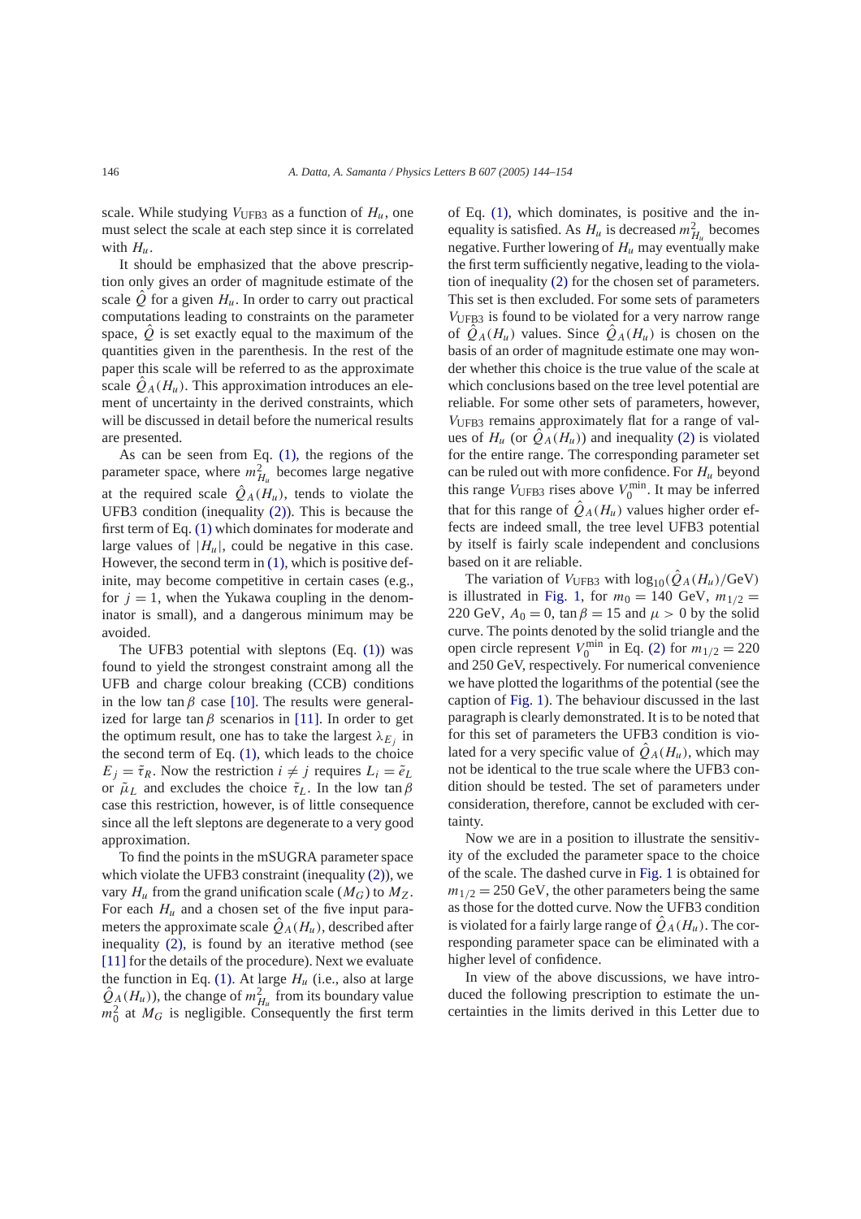scale. While studying $V_{\rm UFB3}$ as a function of $H_u$, one must select the scale at each step since it is correlated with $H_u$.

It should be emphasized that the above prescription only gives an order of magnitude estimate of the scale $\hat{Q}$ for a given $H_u$. In order to carry out practical computations leading to constraints on the parameter space, $\hat{Q}$ is set exactly equal to the maximum of the quantities given in the parenthesis. In the rest of the paper this scale will be referred to as the approximate scale $\hat{Q}_A(H_u)$. This approximation introduces an element of uncertainty in the derived constraints, which will be discussed in detail before the numerical results are presented.

As can be seen from Eq. (1), the regions of the parameter space, where $m^2_{H_u}$ becomes large negative at the required scale $\hat{Q}_A(H_u)$, tends to violate the UFB3 condition (inequality (2)). This is because the first term of Eq. (1) which dominates for moderate and large values of $|H_u|$, could be negative in this case. However, the second term in (1), which is positive definite, may become competitive in certain cases (e.g., for $j = 1$, when the Yukawa coupling in the denominator is small), and a dangerous minimum may be avoided.

The UFB3 potential with sleptons (Eq. (1)) was found to yield the strongest constraint among all the UFB and charge colour breaking (CCB) conditions in the low $\tan\beta$ case [10]. The results were generalized for large $\tan\beta$ scenarios in [11]. In order to get the optimum result, one has to take the largest $\lambda_{E_j}$ in the second term of Eq. (1), which leads to the choice $E_j = \tilde{\tau}_R$. Now the restriction $i \neq j$ requires $L_i = \tilde{e}_L$ or $\tilde{\mu}_L$ and excludes the choice $\tilde{\tau}_L$. In the low $\tan\beta$ case this restriction, however, is of little consequence since all the left sleptons are degenerate to a very good approximation.

To find the points in the mSUGRA parameter space which violate the UFB3 constraint (inequality (2)), we vary $H_u$ from the grand unification scale ($M_G$) to $M_Z$. For each $H_u$ and a chosen set of the five input parameters the approximate scale $\hat{Q}_A(H_u)$, described after inequality (2), is found by an iterative method (see [11] for the details of the procedure). Next we evaluate the function in Eq. (1). At large $H_u$ (i.e., also at large $\hat{Q}_A(H_u)$), the change of $m^2_{H_u}$ from its boundary value $m_0^2$ at $M_G$ is negligible. Consequently the first term of Eq. (1), which dominates, is positive and the inequality is satisfied. As $H_u$ is decreased $m^2_{H_u}$ becomes negative. Further lowering of $H_u$ may eventually make the first term sufficiently negative, leading to the violation of inequality (2) for the chosen set of parameters. This set is then excluded. For some sets of parameters $V_{\rm UFB3}$ is found to be violated for a very narrow range of $\hat{Q}_A(H_u)$ values. Since $\hat{Q}_A(H_u)$ is chosen on the basis of an order of magnitude estimate one may wonder whether this choice is the true value of the scale at which conclusions based on the tree level potential are reliable. For some other sets of parameters, however, $V_{\rm UFB3}$ remains approximately flat for a range of values of $H_u$ (or $\hat{Q}_A(H_u)$) and inequality (2) is violated for the entire range. The corresponding parameter set can be ruled out with more confidence. For $H_u$ beyond this range $V_{\rm UFB3}$ rises above $V_0^{\rm min}$. It may be inferred that for this range of $\hat{Q}_A(H_u)$ values higher order effects are indeed small, the tree level UFB3 potential by itself is fairly scale independent and conclusions based on it are reliable.

The variation of $V_{\rm UFB3}$ with $\log_{10}(\hat{Q}_A(H_u)/\mathrm{GeV})$ is illustrated in Fig. 1, for $m_0 = 140$ GeV, $m_{1/2} = 220$ GeV, $A_0 = 0$, $\tan\beta = 15$ and $\mu > 0$ by the solid curve. The points denoted by the solid triangle and the open circle represent $V_0^{\rm min}$ in Eq. (2) for $m_{1/2} = 220$ and 250 GeV, respectively. For numerical convenience we have plotted the logarithms of the potential (see the caption of Fig. 1). The behaviour discussed in the last paragraph is clearly demonstrated. It is to be noted that for this set of parameters the UFB3 condition is violated for a very specific value of $\hat{Q}_A(H_u)$, which may not be identical to the true scale where the UFB3 condition should be tested. The set of parameters under consideration, therefore, cannot be excluded with certainty.

Now we are in a position to illustrate the sensitivity of the excluded the parameter space to the choice of the scale. The dashed curve in Fig. 1 is obtained for $m_{1/2} = 250$ GeV, the other parameters being the same as those for the dotted curve. Now the UFB3 condition is violated for a fairly large range of $\hat{Q}_A(H_u)$. The corresponding parameter space can be eliminated with a higher level of confidence.

In view of the above discussions, we have introduced the following prescription to estimate the uncertainties in the limits derived in this Letter due to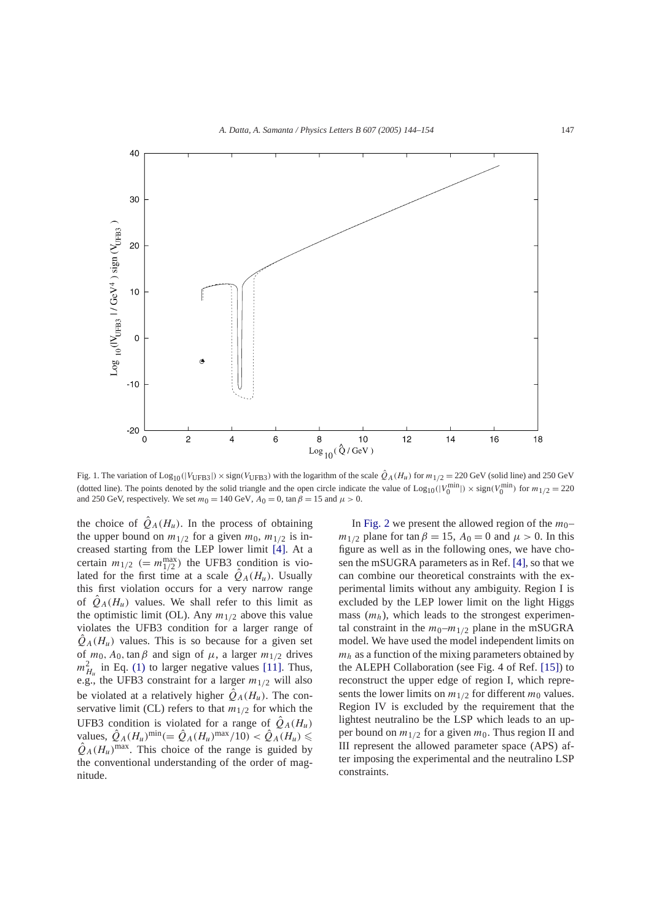Fig. 1. The variation of $\text{Log}_{10}(|V_{\text{UFB3}}|) \times \text{sign}(V_{\text{UFB3}})$ with the logarithm of the scale $\hat{Q}_A(H_u)$ for $m_{1/2} = 220$ GeV (solid line) and 250 GeV (dotted line). The points denoted by the solid triangle and the open circle indicate the value of $\text{Log}_{10}(|V_0^{\text{min}}|) \times \text{sign}(V_0^{\text{min}})$ for $m_{1/2} = 220$ and 250 GeV, respectively. We set $m_0 = 140$ GeV, $A_0 = 0$, $\tan\beta = 15$ and $\mu > 0$.

the choice of $\hat{Q}_A(H_u)$. In the process of obtaining the upper bound on $m_{1/2}$ for a given $m_0$, $m_{1/2}$ is increased starting from the LEP lower limit [4]. At a certain $m_{1/2}$ $(= m_{1/2}^{\text{max}})$ the UFB3 condition is violated for the first time at a scale $\hat{Q}_A(H_u)$. Usually this first violation occurs for a very narrow range of $\hat{Q}_A(H_u)$ values. We shall refer to this limit as the optimistic limit (OL). Any $m_{1/2}$ above this value violates the UFB3 condition for a larger range of $\hat{Q}_A(H_u)$ values. This is so because for a given set of $m_0$, $A_0$, $\tan\beta$ and sign of $\mu$, a larger $m_{1/2}$ drives $m_{H_u}^2$ in Eq. (1) to larger negative values [11]. Thus, e.g., the UFB3 constraint for a larger $m_{1/2}$ will also be violated at a relatively higher $\hat{Q}_A(H_u)$. The conservative limit (CL) refers to that $m_{1/2}$ for which the UFB3 condition is violated for a range of $\hat{Q}_A(H_u)$ values, $\hat{Q}_A(H_u)^{\text{min}} (= \hat{Q}_A(H_u)^{\text{max}}/10) < \hat{Q}_A(H_u) \leqslant \hat{Q}_A(H_u)^{\text{max}}$. This choice of the range is guided by the conventional understanding of the order of magnitude.

In Fig. 2 we present the allowed region of the $m_0$–$m_{1/2}$ plane for $\tan\beta = 15$, $A_0 = 0$ and $\mu > 0$. In this figure as well as in the following ones, we have chosen the mSUGRA parameters as in Ref. [4], so that we can combine our theoretical constraints with the experimental limits without any ambiguity. Region I is excluded by the LEP lower limit on the light Higgs mass ($m_h$), which leads to the strongest experimental constraint in the $m_0$–$m_{1/2}$ plane in the mSUGRA model. We have used the model independent limits on $m_h$ as a function of the mixing parameters obtained by the ALEPH Collaboration (see Fig. 4 of Ref. [15]) to reconstruct the upper edge of region I, which represents the lower limits on $m_{1/2}$ for different $m_0$ values. Region IV is excluded by the requirement that the lightest neutralino be the LSP which leads to an upper bound on $m_{1/2}$ for a given $m_0$. Thus region II and III represent the allowed parameter space (APS) after imposing the experimental and the neutralino LSP constraints.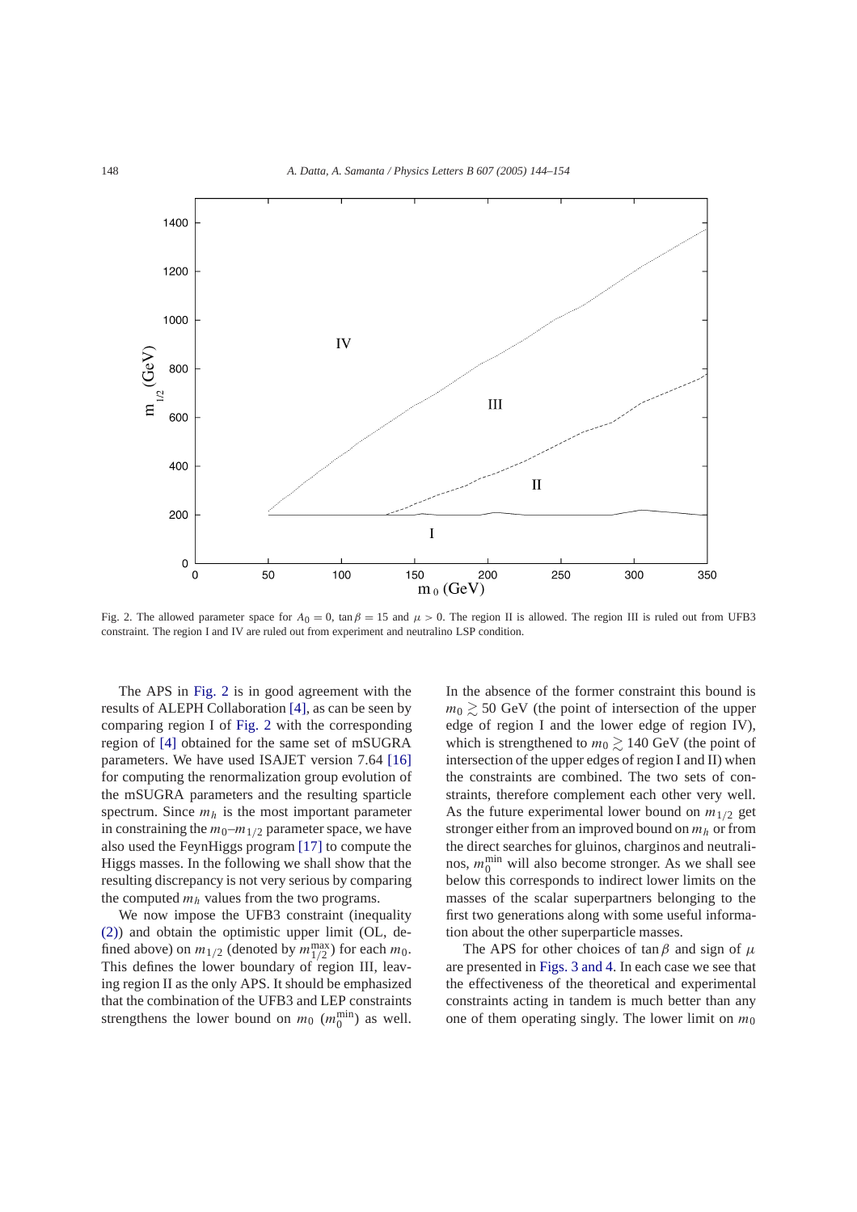Fig. 2. The allowed parameter space for $A_0 = 0$, $\tan\beta = 15$ and $\mu > 0$. The region II is allowed. The region III is ruled out from UFB3 constraint. The region I and IV are ruled out from experiment and neutralino LSP condition.

The APS in Fig. 2 is in good agreement with the results of ALEPH Collaboration [4], as can be seen by comparing region I of Fig. 2 with the corresponding region of [4] obtained for the same set of mSUGRA parameters. We have used ISAJET version 7.64 [16] for computing the renormalization group evolution of the mSUGRA parameters and the resulting sparticle spectrum. Since $m_h$ is the most important parameter in constraining the $m_0$–$m_{1/2}$ parameter space, we have also used the FeynHiggs program [17] to compute the Higgs masses. In the following we shall show that the resulting discrepancy is not very serious by comparing the computed $m_h$ values from the two programs.

We now impose the UFB3 constraint (inequality (2)) and obtain the optimistic upper limit (OL, defined above) on $m_{1/2}$ (denoted by $m_{1/2}^{\max}$) for each $m_0$. This defines the lower boundary of region III, leaving region II as the only APS. It should be emphasized that the combination of the UFB3 and LEP constraints strengthens the lower bound on $m_0$ ($m_0^{\min}$) as well. In the absence of the former constraint this bound is $m_0 \gtrsim 50$ GeV (the point of intersection of the upper edge of region I and the lower edge of region IV), which is strengthened to $m_0 \gtrsim 140$ GeV (the point of intersection of the upper edges of region I and II) when the constraints are combined. The two sets of constraints, therefore complement each other very well. As the future experimental lower bound on $m_{1/2}$ get stronger either from an improved bound on $m_h$ or from the direct searches for gluinos, charginos and neutralinos, $m_0^{\min}$ will also become stronger. As we shall see below this corresponds to indirect lower limits on the masses of the scalar superpartners belonging to the first two generations along with some useful information about the other superparticle masses.

The APS for other choices of $\tan\beta$ and sign of $\mu$ are presented in Figs. 3 and 4. In each case we see that the effectiveness of the theoretical and experimental constraints acting in tandem is much better than any one of them operating singly. The lower limit on $m_0$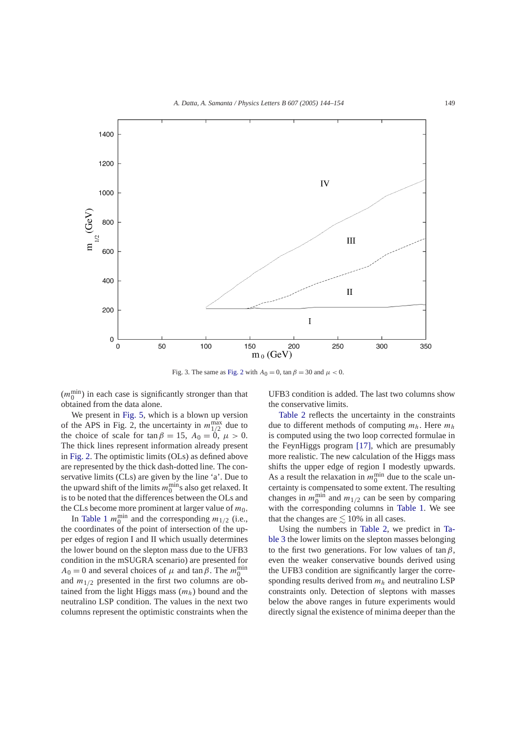Fig. 3. The same as Fig. 2 with $A_0 = 0$, $\tan\beta = 30$ and $\mu < 0$.

($m_0^{\min}$) in each case is significantly stronger than that obtained from the data alone.

We present in Fig. 5, which is a blown up version of the APS in Fig. 2, the uncertainty in $m_{1/2}^{\max}$ due to the choice of scale for $\tan\beta = 15$, $A_0 = 0$, $\mu > 0$. The thick lines represent information already present in Fig. 2. The optimistic limits (OLs) as defined above are represented by the thick dash-dotted line. The conservative limits (CLs) are given by the line 'a'. Due to the upward shift of the limits $m_0^{\min}$s also get relaxed. It is to be noted that the differences between the OLs and the CLs become more prominent at larger value of $m_0$.

In Table 1 $m_0^{\min}$ and the corresponding $m_{1/2}$ (i.e., the coordinates of the point of intersection of the upper edges of region I and II which usually determines the lower bound on the slepton mass due to the UFB3 condition in the mSUGRA scenario) are presented for $A_0 = 0$ and several choices of $\mu$ and $\tan\beta$. The $m_0^{\min}$ and $m_{1/2}$ presented in the first two columns are obtained from the light Higgs mass ($m_h$) bound and the neutralino LSP condition. The values in the next two columns represent the optimistic constraints when the UFB3 condition is added. The last two columns show the conservative limits.

Table 2 reflects the uncertainty in the constraints due to different methods of computing $m_h$. Here $m_h$ is computed using the two loop corrected formulae in the FeynHiggs program [17], which are presumably more realistic. The new calculation of the Higgs mass shifts the upper edge of region I modestly upwards. As a result the relaxation in $m_0^{\min}$ due to the scale uncertainty is compensated to some extent. The resulting changes in $m_0^{\min}$ and $m_{1/2}$ can be seen by comparing with the corresponding columns in Table 1. We see that the changes are $\lesssim 10\%$ in all cases.

Using the numbers in Table 2, we predict in Table 3 the lower limits on the slepton masses belonging to the first two generations. For low values of $\tan\beta$, even the weaker conservative bounds derived using the UFB3 condition are significantly larger the corresponding results derived from $m_h$ and neutralino LSP constraints only. Detection of sleptons with masses below the above ranges in future experiments would directly signal the existence of minima deeper than the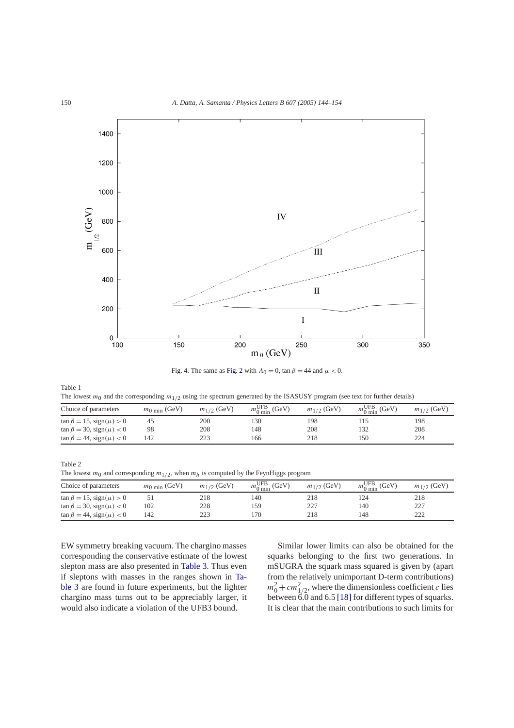Fig. 4. The same as Fig. 2 with $A_0 = 0$, $\tan\beta = 44$ and $\mu < 0$.

Table 1
The lowest $m_0$ and the corresponding $m_{1/2}$ using the spectrum generated by the ISASUSY program (see text for further details)

| Choice of parameters | $m_{0\ \mathrm{min}}$ (GeV) | $m_{1/2}$ (GeV) | $m_{0\ \mathrm{min}}^{\mathrm{UFB}}$ (GeV) | $m_{1/2}$ (GeV) | $m_{0\ \mathrm{min}}^{\mathrm{UFB}}$ (GeV) | $m_{1/2}$ (GeV) |
|---|---|---|---|---|---|---|
| $\tan\beta = 15$, $\mathrm{sign}(\mu) > 0$ | 45 | 200 | 130 | 198 | 115 | 198 |
| $\tan\beta = 30$, $\mathrm{sign}(\mu) < 0$ | 98 | 208 | 148 | 208 | 132 | 208 |
| $\tan\beta = 44$, $\mathrm{sign}(\mu) < 0$ | 142 | 223 | 166 | 218 | 150 | 224 |

Table 2
The lowest $m_0$ and corresponding $m_{1/2}$, when $m_h$ is computed by the FeynHiggs program

| Choice of parameters | $m_{0\ \mathrm{min}}$ (GeV) | $m_{1/2}$ (GeV) | $m_{0\ \mathrm{min}}^{\mathrm{UFB}}$ (GeV) | $m_{1/2}$ (GeV) | $m_{0\ \mathrm{min}}^{\mathrm{UFB}}$ (GeV) | $m_{1/2}$ (GeV) |
|---|---|---|---|---|---|---|
| $\tan\beta = 15$, $\mathrm{sign}(\mu) > 0$ | 51 | 218 | 140 | 218 | 124 | 218 |
| $\tan\beta = 30$, $\mathrm{sign}(\mu) < 0$ | 102 | 228 | 159 | 227 | 140 | 227 |
| $\tan\beta = 44$, $\mathrm{sign}(\mu) < 0$ | 142 | 223 | 170 | 218 | 148 | 222 |

EW symmetry breaking vacuum. The chargino masses corresponding the conservative estimate of the lowest slepton mass are also presented in Table 3. Thus even if sleptons with masses in the ranges shown in Table 3 are found in future experiments, but the lighter chargino mass turns out to be appreciably larger, it would also indicate a violation of the UFB3 bound.

Similar lower limits can also be obtained for the squarks belonging to the first two generations. In mSUGRA the squark mass squared is given by (apart from the relatively unimportant D-term contributions) $m_0^2 + c m_{1/2}^2$, where the dimensionless coefficient $c$ lies between 6.0 and 6.5 [18] for different types of squarks. It is clear that the main contributions to such limits for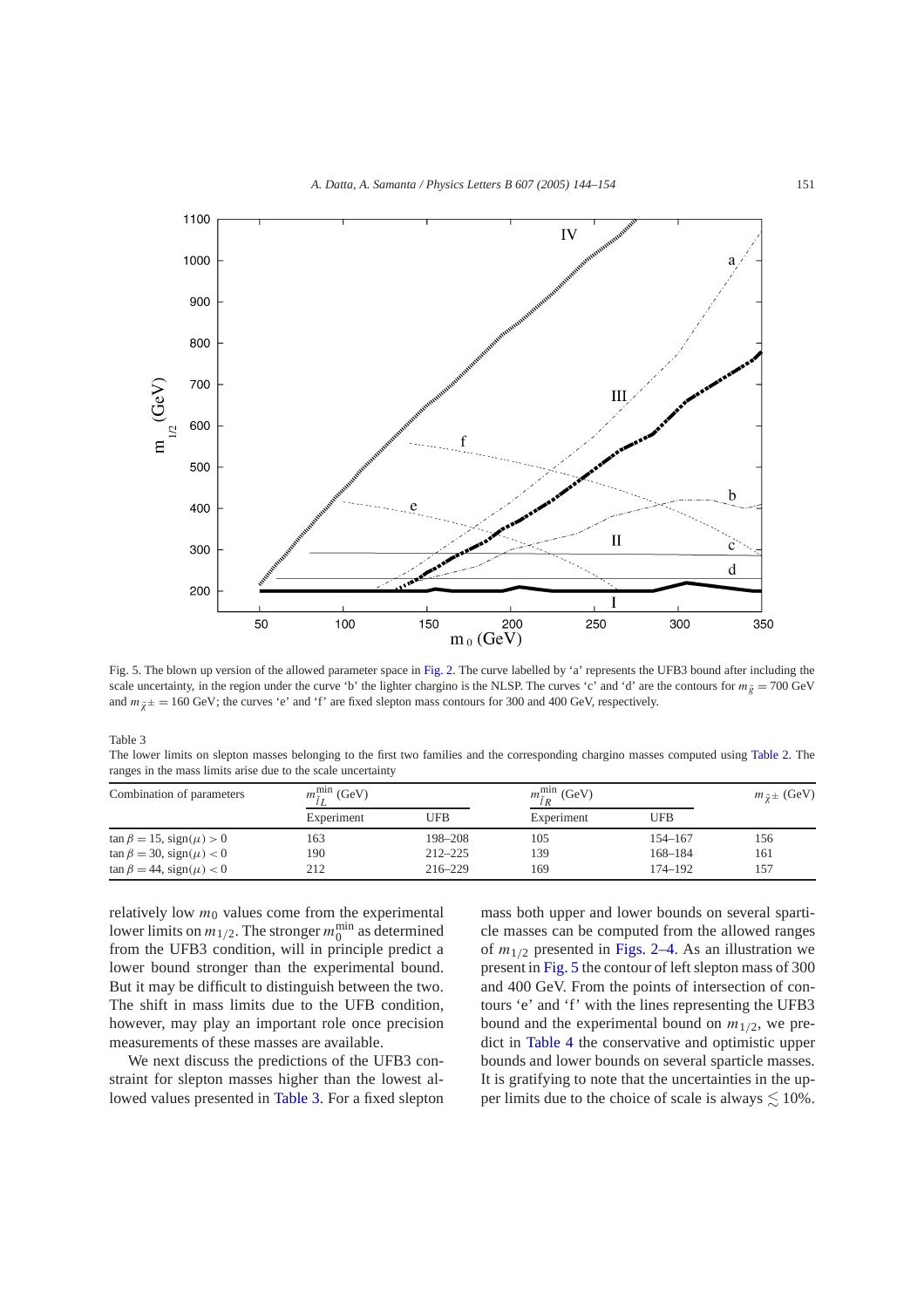Fig. 5. The blown up version of the allowed parameter space in Fig. 2. The curve labelled by 'a' represents the UFB3 bound after including the scale uncertainty, in the region under the curve 'b' the lighter chargino is the NLSP. The curves 'c' and 'd' are the contours for $m_{\tilde{g}} = 700$ GeV and $m_{\tilde{\chi}^{\pm}} = 160$ GeV; the curves 'e' and 'f' are fixed slepton mass contours for 300 and 400 GeV, respectively.

Table 3
The lower limits on slepton masses belonging to the first two families and the corresponding chargino masses computed using Table 2. The ranges in the mass limits arise due to the scale uncertainty

| Combination of parameters | $m_{\tilde{l}L}^{\min}$ (GeV) | | $m_{\tilde{l}R}^{\min}$ (GeV) | | $m_{\tilde{\chi}^{\pm}}$ (GeV) |
|---|---|---|---|---|---|
| | Experiment | UFB | Experiment | UFB | |
| $\tan\beta = 15$, $\mathrm{sign}(\mu) > 0$ | 163 | 198–208 | 105 | 154–167 | 156 |
| $\tan\beta = 30$, $\mathrm{sign}(\mu) < 0$ | 190 | 212–225 | 139 | 168–184 | 161 |
| $\tan\beta = 44$, $\mathrm{sign}(\mu) < 0$ | 212 | 216–229 | 169 | 174–192 | 157 |

relatively low $m_0$ values come from the experimental lower limits on $m_{1/2}$. The stronger $m_0^{\min}$ as determined from the UFB3 condition, will in principle predict a lower bound stronger than the experimental bound. But it may be difficult to distinguish between the two. The shift in mass limits due to the UFB condition, however, may play an important role once precision measurements of these masses are available.

We next discuss the predictions of the UFB3 constraint for slepton masses higher than the lowest allowed values presented in Table 3. For a fixed slepton mass both upper and lower bounds on several sparticle masses can be computed from the allowed ranges of $m_{1/2}$ presented in Figs. 2–4. As an illustration we present in Fig. 5 the contour of left slepton mass of 300 and 400 GeV. From the points of intersection of contours 'e' and 'f' with the lines representing the UFB3 bound and the experimental bound on $m_{1/2}$, we predict in Table 4 the conservative and optimistic upper bounds and lower bounds on several sparticle masses. It is gratifying to note that the uncertainties in the upper limits due to the choice of scale is always $\lesssim 10\%$.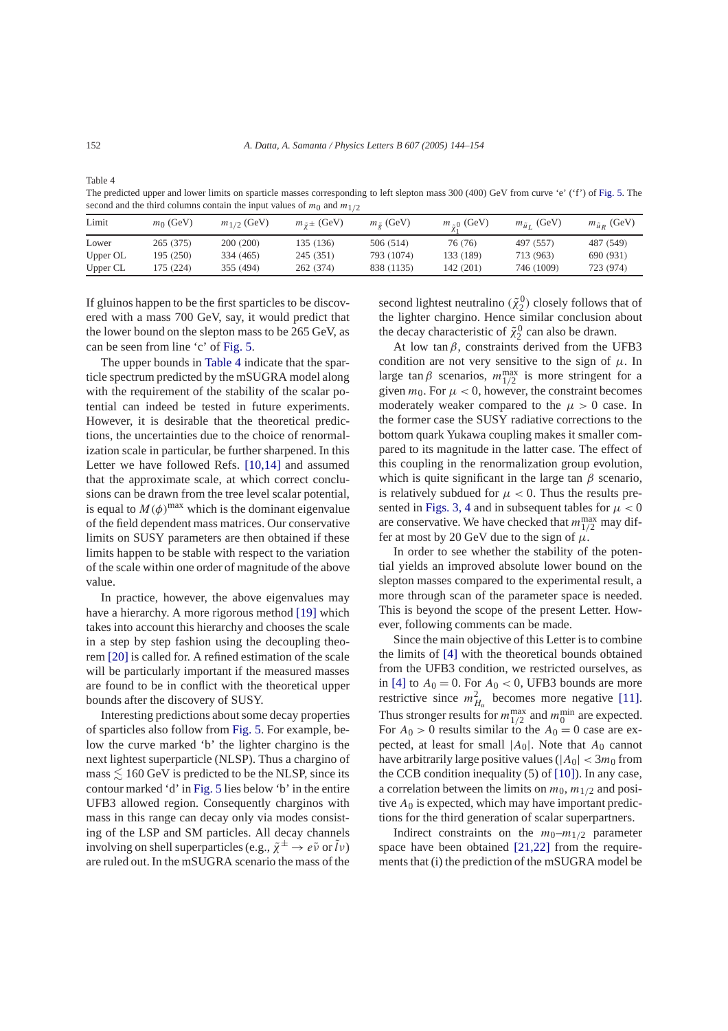Table 4
The predicted upper and lower limits on sparticle masses corresponding to left slepton mass 300 (400) GeV from curve 'e' ('f') of Fig. 5. The second and the third columns contain the input values of $m_0$ and $m_{1/2}$

| Limit | $m_0$ (GeV) | $m_{1/2}$ (GeV) | $m_{\tilde{\chi}^\pm}$ (GeV) | $m_{\tilde{g}}$ (GeV) | $m_{\tilde{\chi}_1^0}$ (GeV) | $m_{\tilde{u}_L}$ (GeV) | $m_{\tilde{u}_R}$ (GeV) |
|---|---|---|---|---|---|---|---|
| Lower | 265 (375) | 200 (200) | 135 (136) | 506 (514) | 76 (76) | 497 (557) | 487 (549) |
| Upper OL | 195 (250) | 334 (465) | 245 (351) | 793 (1074) | 133 (189) | 713 (963) | 690 (931) |
| Upper CL | 175 (224) | 355 (494) | 262 (374) | 838 (1135) | 142 (201) | 746 (1009) | 723 (974) |

If gluinos happen to be the first sparticles to be discovered with a mass 700 GeV, say, it would predict that the lower bound on the slepton mass to be 265 GeV, as can be seen from line 'c' of Fig. 5.

The upper bounds in Table 4 indicate that the sparticle spectrum predicted by the mSUGRA model along with the requirement of the stability of the scalar potential can indeed be tested in future experiments. However, it is desirable that the theoretical predictions, the uncertainties due to the choice of renormalization scale in particular, be further sharpened. In this Letter we have followed Refs. [10,14] and assumed that the approximate scale, at which correct conclusions can be drawn from the tree level scalar potential, is equal to $M(\phi)^{\max}$ which is the dominant eigenvalue of the field dependent mass matrices. Our conservative limits on SUSY parameters are then obtained if these limits happen to be stable with respect to the variation of the scale within one order of magnitude of the above value.

In practice, however, the above eigenvalues may have a hierarchy. A more rigorous method [19] which takes into account this hierarchy and chooses the scale in a step by step fashion using the decoupling theorem [20] is called for. A refined estimation of the scale will be particularly important if the measured masses are found to be in conflict with the theoretical upper bounds after the discovery of SUSY.

Interesting predictions about some decay properties of sparticles also follow from Fig. 5. For example, below the curve marked 'b' the lighter chargino is the next lightest superparticle (NLSP). Thus a chargino of mass $\lesssim 160$ GeV is predicted to be the NLSP, since its contour marked 'd' in Fig. 5 lies below 'b' in the entire UFB3 allowed region. Consequently charginos with mass in this range can decay only via modes consisting of the LSP and SM particles. All decay channels involving on shell superparticles (e.g., $\tilde{\chi}^\pm \to e\tilde{\nu}$ or $\tilde{l}\nu$) are ruled out. In the mSUGRA scenario the mass of the second lightest neutralino ($\tilde{\chi}_2^0$) closely follows that of the lighter chargino. Hence similar conclusion about the decay characteristic of $\tilde{\chi}_2^0$ can also be drawn.

At low $\tan\beta$, constraints derived from the UFB3 condition are not very sensitive to the sign of $\mu$. In large $\tan\beta$ scenarios, $m_{1/2}^{\max}$ is more stringent for a given $m_0$. For $\mu < 0$, however, the constraint becomes moderately weaker compared to the $\mu > 0$ case. In the former case the SUSY radiative corrections to the bottom quark Yukawa coupling makes it smaller compared to its magnitude in the latter case. The effect of this coupling in the renormalization group evolution, which is quite significant in the large $\tan\beta$ scenario, is relatively subdued for $\mu < 0$. Thus the results presented in Figs. 3, 4 and in subsequent tables for $\mu < 0$ are conservative. We have checked that $m_{1/2}^{\max}$ may differ at most by 20 GeV due to the sign of $\mu$.

In order to see whether the stability of the potential yields an improved absolute lower bound on the slepton masses compared to the experimental result, a more through scan of the parameter space is needed. This is beyond the scope of the present Letter. However, following comments can be made.

Since the main objective of this Letter is to combine the limits of [4] with the theoretical bounds obtained from the UFB3 condition, we restricted ourselves, as in [4] to $A_0 = 0$. For $A_0 < 0$, UFB3 bounds are more restrictive since $m_{H_u}^2$ becomes more negative [11]. Thus stronger results for $m_{1/2}^{\max}$ and $m_0^{\min}$ are expected. For $A_0 > 0$ results similar to the $A_0 = 0$ case are expected, at least for small $|A_0|$. Note that $A_0$ cannot have arbitrarily large positive values ($|A_0| < 3m_0$ from the CCB condition inequality (5) of [10]). In any case, a correlation between the limits on $m_0$, $m_{1/2}$ and positive $A_0$ is expected, which may have important predictions for the third generation of scalar superpartners.

Indirect constraints on the $m_0$–$m_{1/2}$ parameter space have been obtained [21,22] from the requirements that (i) the prediction of the mSUGRA model be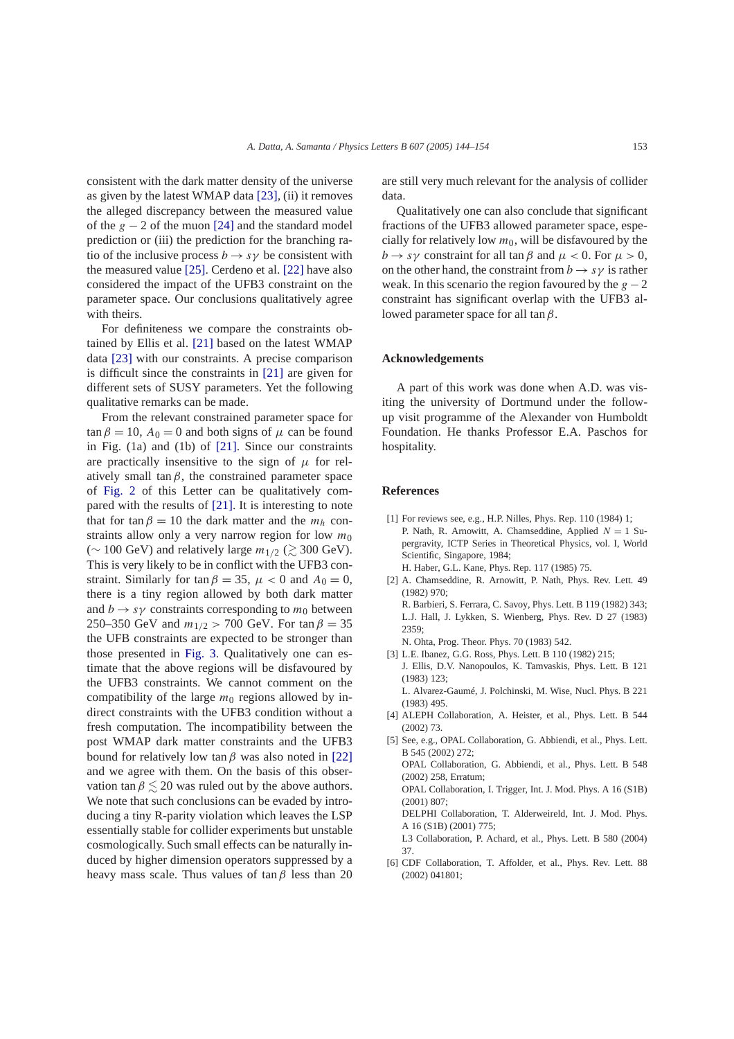consistent with the dark matter density of the universe as given by the latest WMAP data [23], (ii) it removes the alleged discrepancy between the measured value of the $g-2$ of the muon [24] and the standard model prediction or (iii) the prediction for the branching ratio of the inclusive process $b \to s\gamma$ be consistent with the measured value [25]. Cerdeno et al. [22] have also considered the impact of the UFB3 constraint on the parameter space. Our conclusions qualitatively agree with theirs.

For definiteness we compare the constraints obtained by Ellis et al. [21] based on the latest WMAP data [23] with our constraints. A precise comparison is difficult since the constraints in [21] are given for different sets of SUSY parameters. Yet the following qualitative remarks can be made.

From the relevant constrained parameter space for $\tan\beta = 10$, $A_0 = 0$ and both signs of $\mu$ can be found in Fig. (1a) and (1b) of [21]. Since our constraints are practically insensitive to the sign of $\mu$ for relatively small $\tan\beta$, the constrained parameter space of Fig. 2 of this Letter can be qualitatively compared with the results of [21]. It is interesting to note that for $\tan\beta = 10$ the dark matter and the $m_h$ constraints allow only a very narrow region for low $m_0$ ($\sim 100$ GeV) and relatively large $m_{1/2}$ ($\gtrsim 300$ GeV). This is very likely to be in conflict with the UFB3 constraint. Similarly for $\tan\beta = 35$, $\mu < 0$ and $A_0 = 0$, there is a tiny region allowed by both dark matter and $b \to s\gamma$ constraints corresponding to $m_0$ between 250–350 GeV and $m_{1/2} > 700$ GeV. For $\tan\beta = 35$ the UFB constraints are expected to be stronger than those presented in Fig. 3. Qualitatively one can estimate that the above regions will be disfavoured by the UFB3 constraints. We cannot comment on the compatibility of the large $m_0$ regions allowed by indirect constraints with the UFB3 condition without a fresh computation. The incompatibility between the post WMAP dark matter constraints and the UFB3 bound for relatively low $\tan\beta$ was also noted in [22] and we agree with them. On the basis of this observation $\tan\beta \lesssim 20$ was ruled out by the above authors. We note that such conclusions can be evaded by introducing a tiny R-parity violation which leaves the LSP essentially stable for collider experiments but unstable cosmologically. Such small effects can be naturally induced by higher dimension operators suppressed by a heavy mass scale. Thus values of $\tan\beta$ less than 20 are still very much relevant for the analysis of collider data.

Qualitatively one can also conclude that significant fractions of the UFB3 allowed parameter space, especially for relatively low $m_0$, will be disfavoured by the $b \to s\gamma$ constraint for all $\tan\beta$ and $\mu < 0$. For $\mu > 0$, on the other hand, the constraint from $b \to s\gamma$ is rather weak. In this scenario the region favoured by the $g-2$ constraint has significant overlap with the UFB3 allowed parameter space for all $\tan\beta$.

## Acknowledgements

A part of this work was done when A.D. was visiting the university of Dortmund under the follow-up visit programme of the Alexander von Humboldt Foundation. He thanks Professor E.A. Paschos for hospitality.

## References

[1] For reviews see, e.g., H.P. Nilles, Phys. Rep. 110 (1984) 1;
P. Nath, R. Arnowitt, A. Chamseddine, Applied $N = 1$ Supergravity, ICTP Series in Theoretical Physics, vol. I, World Scientific, Singapore, 1984;
H. Haber, G.L. Kane, Phys. Rep. 117 (1985) 75.

[2] A. Chamseddine, R. Arnowitt, P. Nath, Phys. Rev. Lett. 49 (1982) 970;
R. Barbieri, S. Ferrara, C. Savoy, Phys. Lett. B 119 (1982) 343;
L.J. Hall, J. Lykken, S. Wienberg, Phys. Rev. D 27 (1983) 2359;
N. Ohta, Prog. Theor. Phys. 70 (1983) 542.

[3] L.E. Ibanez, G.G. Ross, Phys. Lett. B 110 (1982) 215;
J. Ellis, D.V. Nanopoulos, K. Tamvaskis, Phys. Lett. B 121 (1983) 123;
L. Alvarez-Gaumé, J. Polchinski, M. Wise, Nucl. Phys. B 221 (1983) 495.

[4] ALEPH Collaboration, A. Heister, et al., Phys. Lett. B 544 (2002) 73.

[5] See, e.g., OPAL Collaboration, G. Abbiendi, et al., Phys. Lett. B 545 (2002) 272;
OPAL Collaboration, G. Abbiendi, et al., Phys. Lett. B 548 (2002) 258, Erratum;
OPAL Collaboration, I. Trigger, Int. J. Mod. Phys. A 16 (S1B) (2001) 807;
DELPHI Collaboration, T. Alderweireld, Int. J. Mod. Phys. A 16 (S1B) (2001) 775;
L3 Collaboration, P. Achard, et al., Phys. Lett. B 580 (2004) 37.

[6] CDF Collaboration, T. Affolder, et al., Phys. Rev. Lett. 88 (2002) 041801;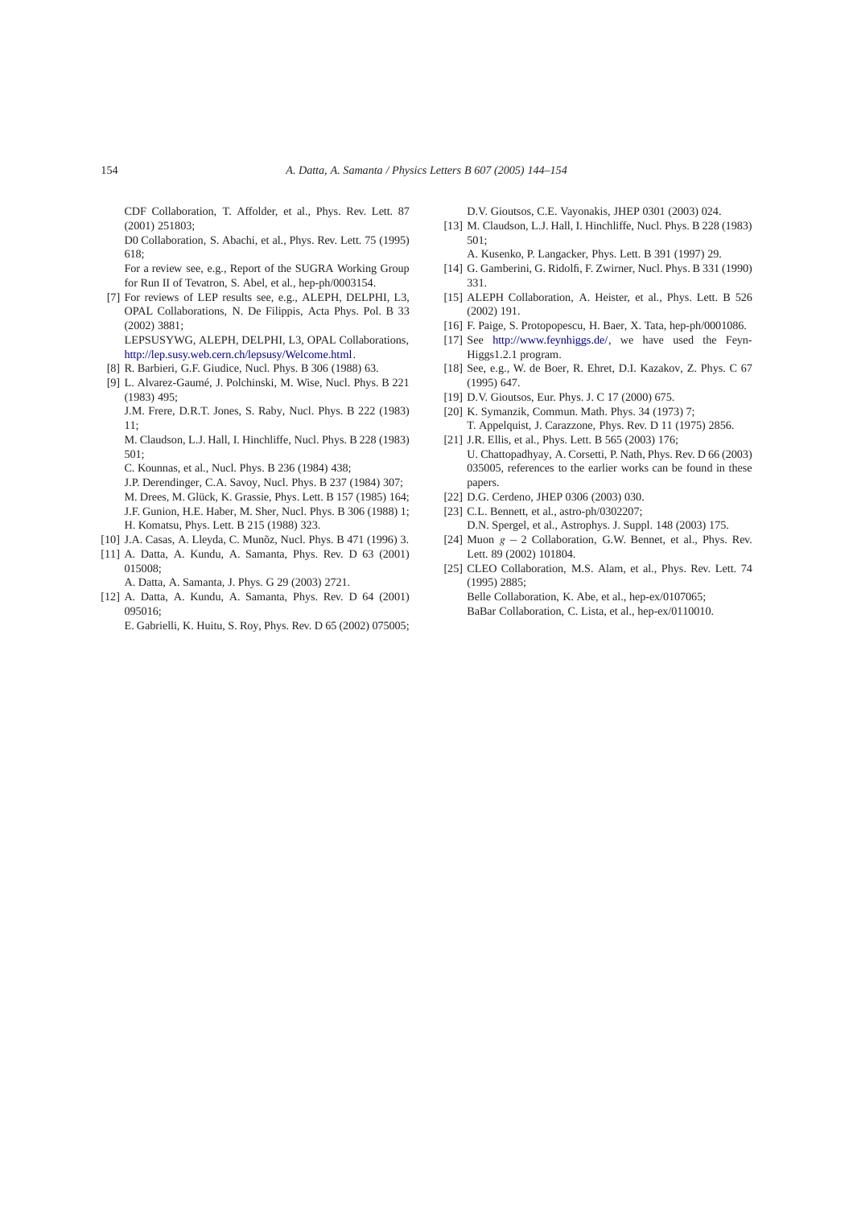CDF Collaboration, T. Affolder, et al., Phys. Rev. Lett. 87 (2001) 251803;

D0 Collaboration, S. Abachi, et al., Phys. Rev. Lett. 75 (1995) 618;

For a review see, e.g., Report of the SUGRA Working Group for Run II of Tevatron, S. Abel, et al., hep-ph/0003154.

[7] For reviews of LEP results see, e.g., ALEPH, DELPHI, L3, OPAL Collaborations, N. De Filippis, Acta Phys. Pol. B 33 (2002) 3881;

LEPSUSYWG, ALEPH, DELPHI, L3, OPAL Collaborations, http://lep.susy.web.cern.ch/lepsusy/Welcome.html.

[8] R. Barbieri, G.F. Giudice, Nucl. Phys. B 306 (1988) 63.

[9] L. Alvarez-Gaumé, J. Polchinski, M. Wise, Nucl. Phys. B 221 (1983) 495;

J.M. Frere, D.R.T. Jones, S. Raby, Nucl. Phys. B 222 (1983) 11;

M. Claudson, L.J. Hall, I. Hinchliffe, Nucl. Phys. B 228 (1983) 501;

C. Kounnas, et al., Nucl. Phys. B 236 (1984) 438;

J.P. Derendinger, C.A. Savoy, Nucl. Phys. B 237 (1984) 307;

M. Drees, M. Glück, K. Grassie, Phys. Lett. B 157 (1985) 164;

J.F. Gunion, H.E. Haber, M. Sher, Nucl. Phys. B 306 (1988) 1;

H. Komatsu, Phys. Lett. B 215 (1988) 323.

[10] J.A. Casas, A. Lleyda, C. Munõz, Nucl. Phys. B 471 (1996) 3.

[11] A. Datta, A. Kundu, A. Samanta, Phys. Rev. D 63 (2001) 015008;

A. Datta, A. Samanta, J. Phys. G 29 (2003) 2721.

[12] A. Datta, A. Kundu, A. Samanta, Phys. Rev. D 64 (2001) 095016;

E. Gabrielli, K. Huitu, S. Roy, Phys. Rev. D 65 (2002) 075005;

D.V. Gioutsos, C.E. Vayonakis, JHEP 0301 (2003) 024.

[13] M. Claudson, L.J. Hall, I. Hinchliffe, Nucl. Phys. B 228 (1983) 501;

A. Kusenko, P. Langacker, Phys. Lett. B 391 (1997) 29.

[14] G. Gamberini, G. Ridolfi, F. Zwirner, Nucl. Phys. B 331 (1990) 331.

[15] ALEPH Collaboration, A. Heister, et al., Phys. Lett. B 526 (2002) 191.

[16] F. Paige, S. Protopopescu, H. Baer, X. Tata, hep-ph/0001086.

[17] See http://www.feynhiggs.de/, we have used the FeynHiggs1.2.1 program.

[18] See, e.g., W. de Boer, R. Ehret, D.I. Kazakov, Z. Phys. C 67 (1995) 647.

[19] D.V. Gioutsos, Eur. Phys. J. C 17 (2000) 675.

[20] K. Symanzik, Commun. Math. Phys. 34 (1973) 7;

T. Appelquist, J. Carazzone, Phys. Rev. D 11 (1975) 2856.

[21] J.R. Ellis, et al., Phys. Lett. B 565 (2003) 176;

U. Chattopadhyay, A. Corsetti, P. Nath, Phys. Rev. D 66 (2003) 035005, references to the earlier works can be found in these papers.

[22] D.G. Cerdeno, JHEP 0306 (2003) 030.

[23] C.L. Bennett, et al., astro-ph/0302207;

D.N. Spergel, et al., Astrophys. J. Suppl. 148 (2003) 175.

[24] Muon $g-2$ Collaboration, G.W. Bennet, et al., Phys. Rev. Lett. 89 (2002) 101804.

[25] CLEO Collaboration, M.S. Alam, et al., Phys. Rev. Lett. 74 (1995) 2885;

Belle Collaboration, K. Abe, et al., hep-ex/0107065;

BaBar Collaboration, C. Lista, et al., hep-ex/0110010.